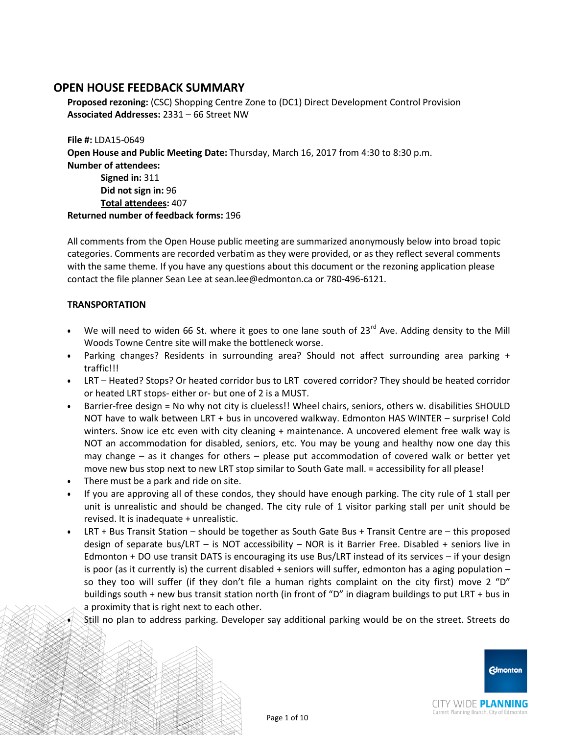## OPEN HOUSE FEEDBACK SUMMARY

**Proposed rezoning:** (CSC) Shopping Centre Zone to (DC1) Direct Development Control Provision
**Associated Addresses:** 2331 – 66 Street NW

**File #:** LDA15-0649
**Open House and Public Meeting Date:** Thursday, March 16, 2017 from 4:30 to 8:30 p.m.
**Number of attendees:**
**Signed in:** 311
**Did not sign in:** 96
**Total attendees:** 407
**Returned number of feedback forms:** 196

All comments from the Open House public meeting are summarized anonymously below into broad topic categories. Comments are recorded verbatim as they were provided, or as they reflect several comments with the same theme. If you have any questions about this document or the rezoning application please contact the file planner Sean Lee at sean.lee@edmonton.ca or 780-496-6121.

**TRANSPORTATION**

- We will need to widen 66 St. where it goes to one lane south of 23rd Ave. Adding density to the Mill Woods Towne Centre site will make the bottleneck worse.
- Parking changes? Residents in surrounding area? Should not affect surrounding area parking + traffic!!!
- LRT – Heated? Stops? Or heated corridor bus to LRT covered corridor? They should be heated corridor or heated LRT stops- either or- but one of 2 is a MUST.
- Barrier-free design = No why not city is clueless!! Wheel chairs, seniors, others w. disabilities SHOULD NOT have to walk between LRT + bus in uncovered walkway. Edmonton HAS WINTER – surprise! Cold winters. Snow ice etc even with city cleaning + maintenance. A uncovered element free walk way is NOT an accommodation for disabled, seniors, etc. You may be young and healthy now one day this may change – as it changes for others – please put accommodation of covered walk or better yet move new bus stop next to new LRT stop similar to South Gate mall. = accessibility for all please!
- There must be a park and ride on site.
- If you are approving all of these condos, they should have enough parking. The city rule of 1 stall per unit is unrealistic and should be changed. The city rule of 1 visitor parking stall per unit should be revised. It is inadequate + unrealistic.
- LRT + Bus Transit Station – should be together as South Gate Bus + Transit Centre are – this proposed design of separate bus/LRT – is NOT accessibility – NOR is it Barrier Free. Disabled + seniors live in Edmonton + DO use transit DATS is encouraging its use Bus/LRT instead of its services – if your design is poor (as it currently is) the current disabled + seniors will suffer, edmonton has a aging population – so they too will suffer (if they don't file a human rights complaint on the city first) move 2 "D" buildings south + new bus transit station north (in front of "D" in diagram buildings to put LRT + bus in a proximity that is right next to each other.
- Still no plan to address parking. Developer say additional parking would be on the street. Streets do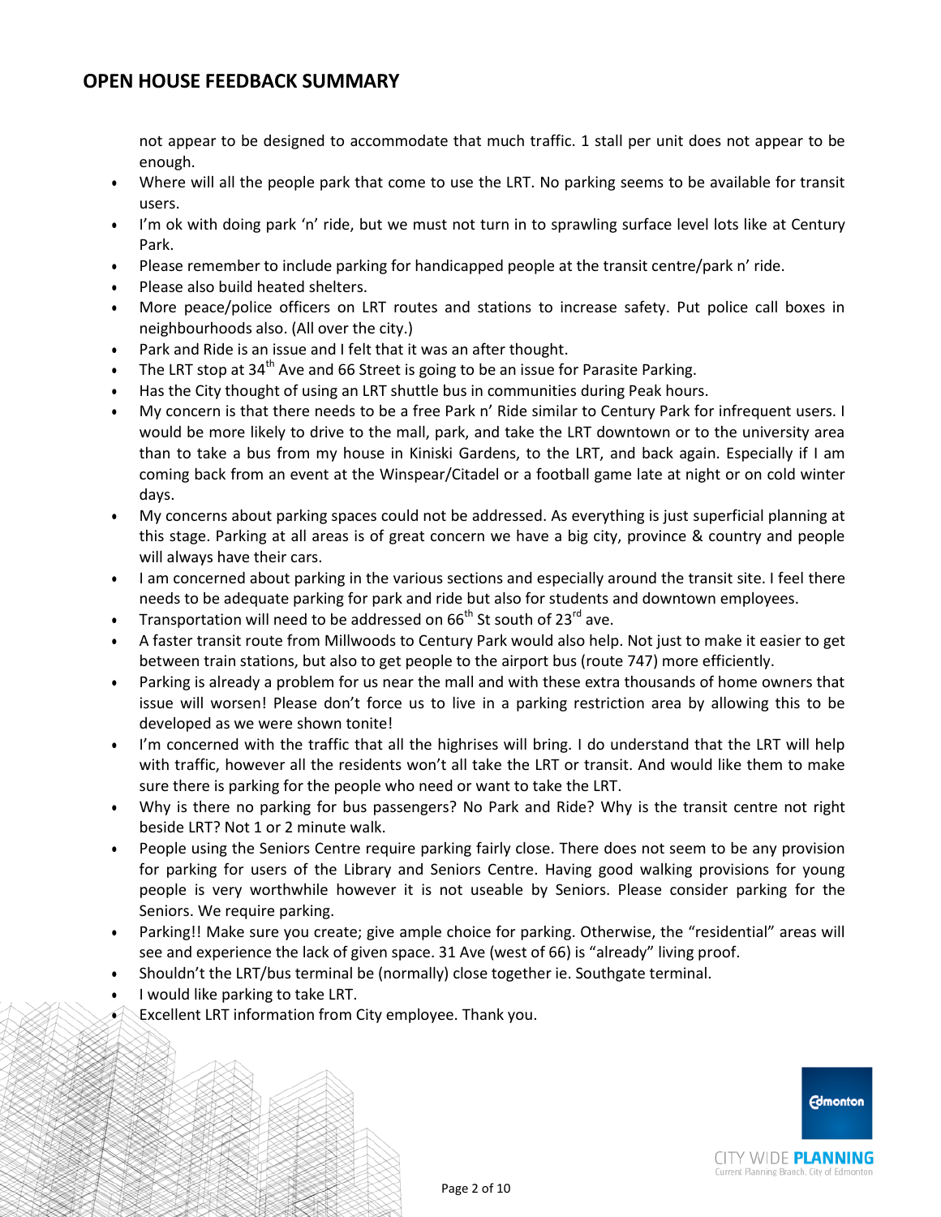## OPEN HOUSE FEEDBACK SUMMARY

not appear to be designed to accommodate that much traffic. 1 stall per unit does not appear to be enough.

- Where will all the people park that come to use the LRT. No parking seems to be available for transit users.
- I'm ok with doing park 'n' ride, but we must not turn in to sprawling surface level lots like at Century Park.
- Please remember to include parking for handicapped people at the transit centre/park n' ride.
- Please also build heated shelters.
- More peace/police officers on LRT routes and stations to increase safety. Put police call boxes in neighbourhoods also. (All over the city.)
- Park and Ride is an issue and I felt that it was an after thought.
- The LRT stop at 34th Ave and 66 Street is going to be an issue for Parasite Parking.
- Has the City thought of using an LRT shuttle bus in communities during Peak hours.
- My concern is that there needs to be a free Park n' Ride similar to Century Park for infrequent users. I would be more likely to drive to the mall, park, and take the LRT downtown or to the university area than to take a bus from my house in Kiniski Gardens, to the LRT, and back again. Especially if I am coming back from an event at the Winspear/Citadel or a football game late at night or on cold winter days.
- My concerns about parking spaces could not be addressed. As everything is just superficial planning at this stage. Parking at all areas is of great concern we have a big city, province & country and people will always have their cars.
- I am concerned about parking in the various sections and especially around the transit site. I feel there needs to be adequate parking for park and ride but also for students and downtown employees.
- Transportation will need to be addressed on 66th St south of 23rd ave.
- A faster transit route from Millwoods to Century Park would also help. Not just to make it easier to get between train stations, but also to get people to the airport bus (route 747) more efficiently.
- Parking is already a problem for us near the mall and with these extra thousands of home owners that issue will worsen! Please don't force us to live in a parking restriction area by allowing this to be developed as we were shown tonite!
- I'm concerned with the traffic that all the highrises will bring. I do understand that the LRT will help with traffic, however all the residents won't all take the LRT or transit. And would like them to make sure there is parking for the people who need or want to take the LRT.
- Why is there no parking for bus passengers? No Park and Ride? Why is the transit centre not right beside LRT? Not 1 or 2 minute walk.
- People using the Seniors Centre require parking fairly close. There does not seem to be any provision for parking for users of the Library and Seniors Centre. Having good walking provisions for young people is very worthwhile however it is not useable by Seniors. Please consider parking for the Seniors. We require parking.
- Parking!! Make sure you create; give ample choice for parking. Otherwise, the "residential" areas will see and experience the lack of given space. 31 Ave (west of 66) is "already" living proof.
- Shouldn't the LRT/bus terminal be (normally) close together ie. Southgate terminal.
- I would like parking to take LRT.
- Excellent LRT information from City employee. Thank you.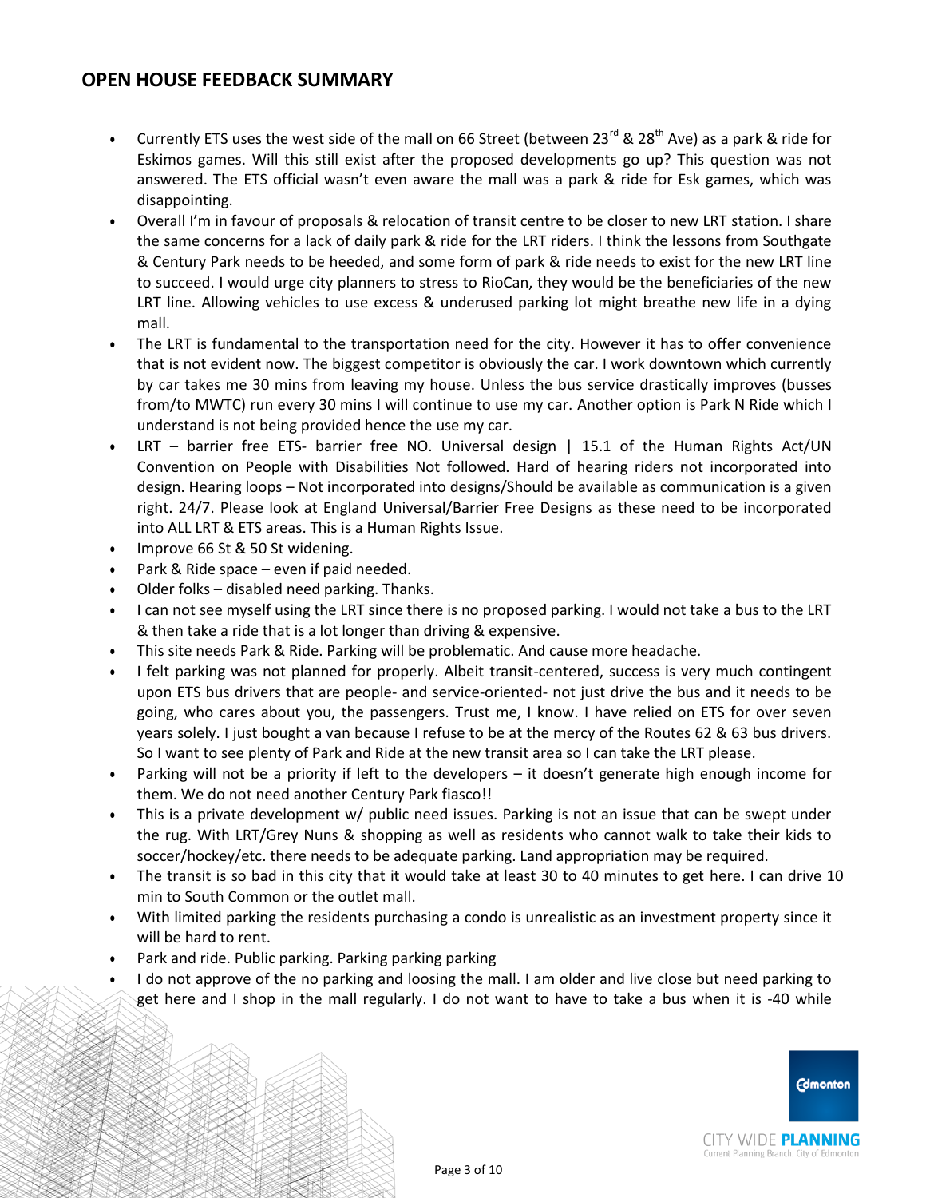## OPEN HOUSE FEEDBACK SUMMARY

- Currently ETS uses the west side of the mall on 66 Street (between 23rd & 28th Ave) as a park & ride for Eskimos games. Will this still exist after the proposed developments go up? This question was not answered. The ETS official wasn't even aware the mall was a park & ride for Esk games, which was disappointing.
- Overall I'm in favour of proposals & relocation of transit centre to be closer to new LRT station. I share the same concerns for a lack of daily park & ride for the LRT riders. I think the lessons from Southgate & Century Park needs to be heeded, and some form of park & ride needs to exist for the new LRT line to succeed. I would urge city planners to stress to RioCan, they would be the beneficiaries of the new LRT line. Allowing vehicles to use excess & underused parking lot might breathe new life in a dying mall.
- The LRT is fundamental to the transportation need for the city. However it has to offer convenience that is not evident now. The biggest competitor is obviously the car. I work downtown which currently by car takes me 30 mins from leaving my house. Unless the bus service drastically improves (busses from/to MWTC) run every 30 mins I will continue to use my car. Another option is Park N Ride which I understand is not being provided hence the use my car.
- LRT – barrier free ETS- barrier free NO. Universal design | 15.1 of the Human Rights Act/UN Convention on People with Disabilities Not followed. Hard of hearing riders not incorporated into design. Hearing loops – Not incorporated into designs/Should be available as communication is a given right. 24/7. Please look at England Universal/Barrier Free Designs as these need to be incorporated into ALL LRT & ETS areas. This is a Human Rights Issue.
- Improve 66 St & 50 St widening.
- Park & Ride space – even if paid needed.
- Older folks – disabled need parking. Thanks.
- I can not see myself using the LRT since there is no proposed parking. I would not take a bus to the LRT & then take a ride that is a lot longer than driving & expensive.
- This site needs Park & Ride. Parking will be problematic. And cause more headache.
- I felt parking was not planned for properly. Albeit transit-centered, success is very much contingent upon ETS bus drivers that are people- and service-oriented- not just drive the bus and it needs to be going, who cares about you, the passengers. Trust me, I know. I have relied on ETS for over seven years solely. I just bought a van because I refuse to be at the mercy of the Routes 62 & 63 bus drivers. So I want to see plenty of Park and Ride at the new transit area so I can take the LRT please.
- Parking will not be a priority if left to the developers – it doesn't generate high enough income for them. We do not need another Century Park fiasco!!
- This is a private development w/ public need issues. Parking is not an issue that can be swept under the rug. With LRT/Grey Nuns & shopping as well as residents who cannot walk to take their kids to soccer/hockey/etc. there needs to be adequate parking. Land appropriation may be required.
- The transit is so bad in this city that it would take at least 30 to 40 minutes to get here. I can drive 10 min to South Common or the outlet mall.
- With limited parking the residents purchasing a condo is unrealistic as an investment property since it will be hard to rent.
- Park and ride. Public parking. Parking parking parking
- I do not approve of the no parking and loosing the mall. I am older and live close but need parking to get here and I shop in the mall regularly. I do not want to have to take a bus when it is -40 while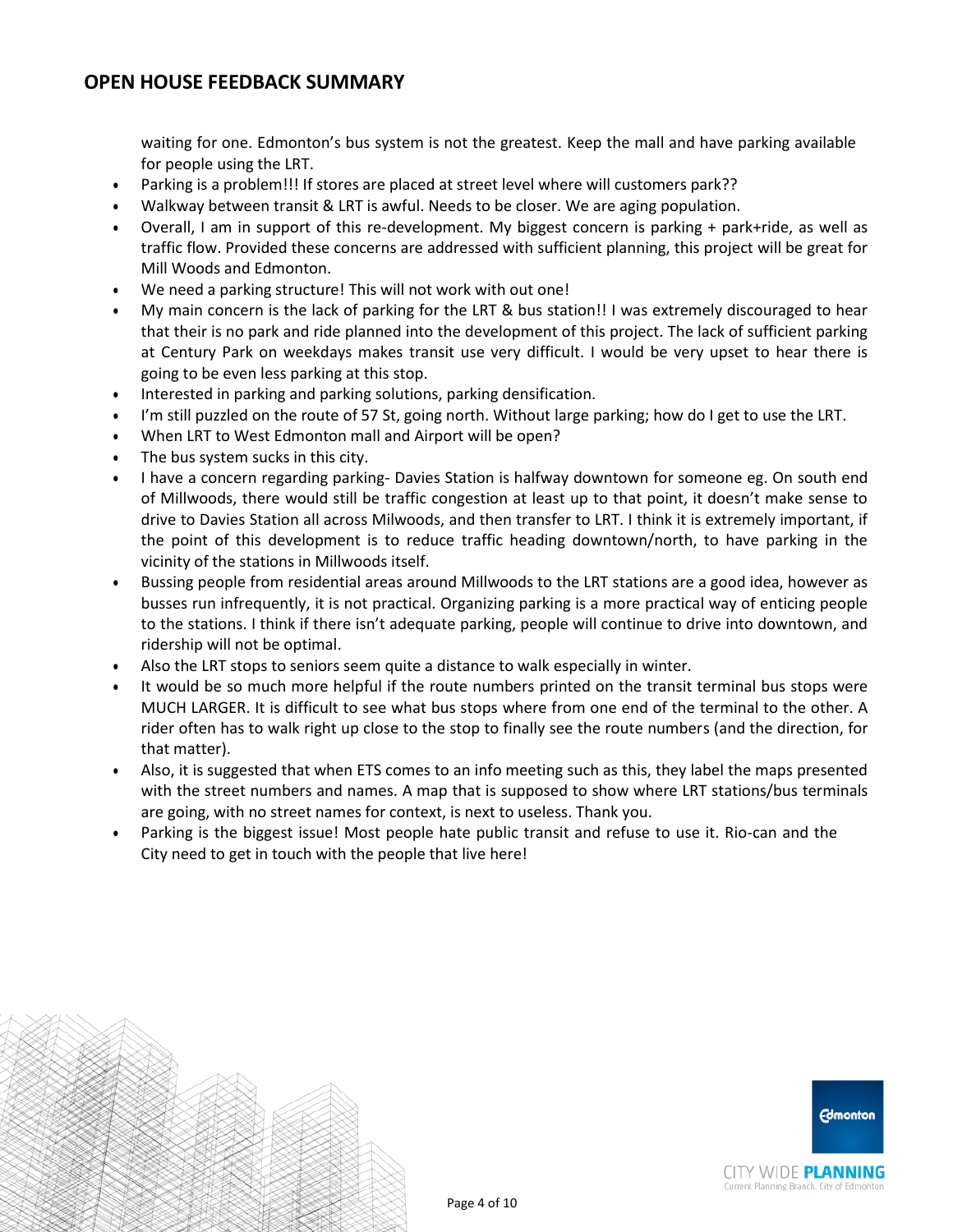## OPEN HOUSE FEEDBACK SUMMARY

waiting for one. Edmonton's bus system is not the greatest. Keep the mall and have parking available for people using the LRT.

- Parking is a problem!!! If stores are placed at street level where will customers park??
- Walkway between transit & LRT is awful. Needs to be closer. We are aging population.
- Overall, I am in support of this re-development. My biggest concern is parking + park+ride, as well as traffic flow. Provided these concerns are addressed with sufficient planning, this project will be great for Mill Woods and Edmonton.
- We need a parking structure! This will not work with out one!
- My main concern is the lack of parking for the LRT & bus station!! I was extremely discouraged to hear that their is no park and ride planned into the development of this project. The lack of sufficient parking at Century Park on weekdays makes transit use very difficult. I would be very upset to hear there is going to be even less parking at this stop.
- Interested in parking and parking solutions, parking densification.
- I'm still puzzled on the route of 57 St, going north. Without large parking; how do I get to use the LRT.
- When LRT to West Edmonton mall and Airport will be open?
- The bus system sucks in this city.
- I have a concern regarding parking- Davies Station is halfway downtown for someone eg. On south end of Millwoods, there would still be traffic congestion at least up to that point, it doesn't make sense to drive to Davies Station all across Milwoods, and then transfer to LRT. I think it is extremely important, if the point of this development is to reduce traffic heading downtown/north, to have parking in the vicinity of the stations in Millwoods itself.
- Bussing people from residential areas around Millwoods to the LRT stations are a good idea, however as busses run infrequently, it is not practical. Organizing parking is a more practical way of enticing people to the stations. I think if there isn't adequate parking, people will continue to drive into downtown, and ridership will not be optimal.
- Also the LRT stops to seniors seem quite a distance to walk especially in winter.
- It would be so much more helpful if the route numbers printed on the transit terminal bus stops were MUCH LARGER. It is difficult to see what bus stops where from one end of the terminal to the other. A rider often has to walk right up close to the stop to finally see the route numbers (and the direction, for that matter).
- Also, it is suggested that when ETS comes to an info meeting such as this, they label the maps presented with the street numbers and names. A map that is supposed to show where LRT stations/bus terminals are going, with no street names for context, is next to useless. Thank you.
- Parking is the biggest issue! Most people hate public transit and refuse to use it. Rio-can and the City need to get in touch with the people that live here!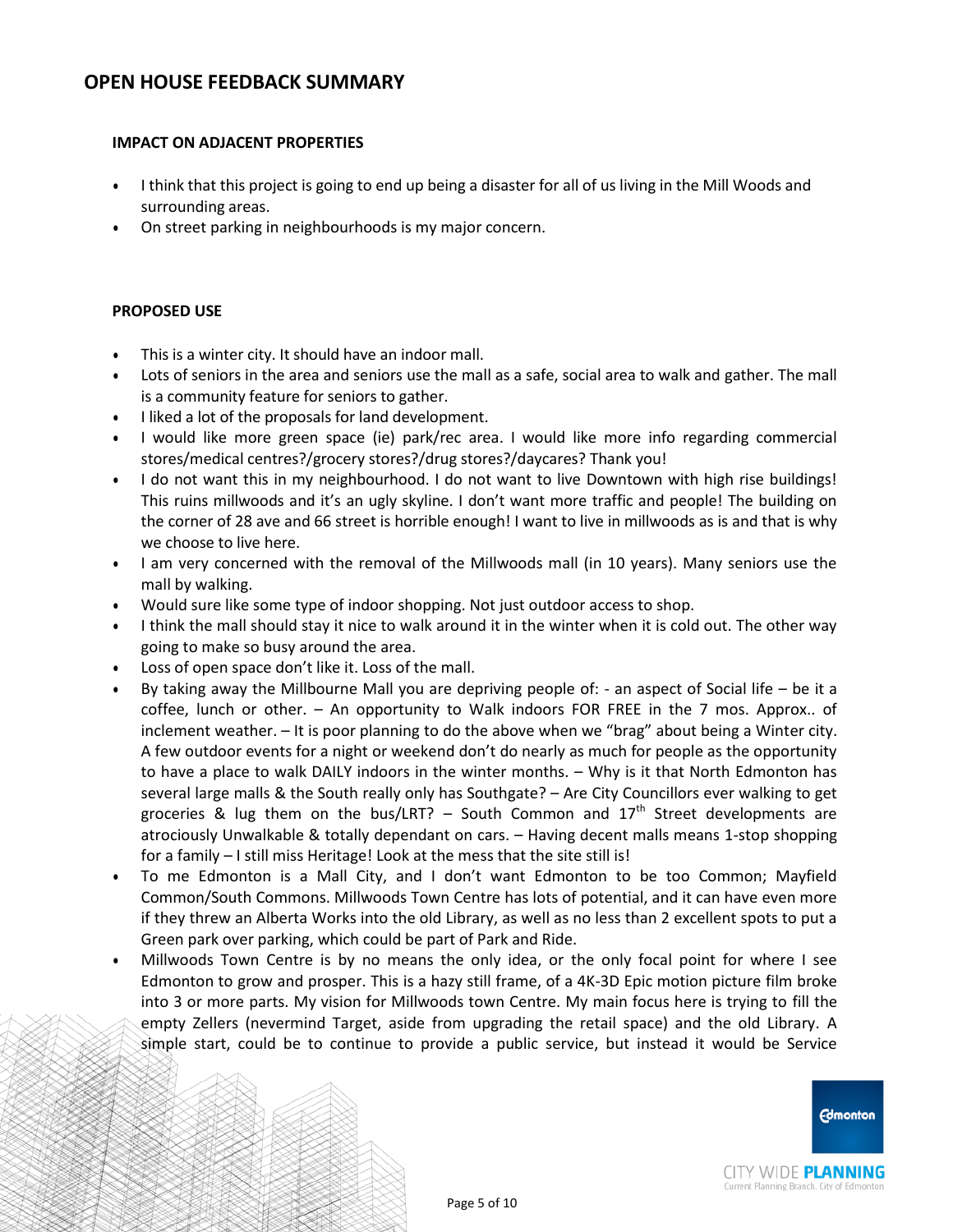## OPEN HOUSE FEEDBACK SUMMARY

### IMPACT ON ADJACENT PROPERTIES

- I think that this project is going to end up being a disaster for all of us living in the Mill Woods and surrounding areas.
- On street parking in neighbourhoods is my major concern.

### PROPOSED USE

- This is a winter city. It should have an indoor mall.
- Lots of seniors in the area and seniors use the mall as a safe, social area to walk and gather. The mall is a community feature for seniors to gather.
- I liked a lot of the proposals for land development.
- I would like more green space (ie) park/rec area. I would like more info regarding commercial stores/medical centres?/grocery stores?/drug stores?/daycares? Thank you!
- I do not want this in my neighbourhood. I do not want to live Downtown with high rise buildings! This ruins millwoods and it's an ugly skyline. I don't want more traffic and people! The building on the corner of 28 ave and 66 street is horrible enough! I want to live in millwoods as is and that is why we choose to live here.
- I am very concerned with the removal of the Millwoods mall (in 10 years). Many seniors use the mall by walking.
- Would sure like some type of indoor shopping. Not just outdoor access to shop.
- I think the mall should stay it nice to walk around it in the winter when it is cold out. The other way going to make so busy around the area.
- Loss of open space don't like it. Loss of the mall.
- By taking away the Millbourne Mall you are depriving people of: - an aspect of Social life – be it a coffee, lunch or other. – An opportunity to Walk indoors FOR FREE in the 7 mos. Approx.. of inclement weather. – It is poor planning to do the above when we "brag" about being a Winter city. A few outdoor events for a night or weekend don't do nearly as much for people as the opportunity to have a place to walk DAILY indoors in the winter months. – Why is it that North Edmonton has several large malls & the South really only has Southgate? – Are City Councillors ever walking to get groceries & lug them on the bus/LRT? – South Common and 17th Street developments are atrociously Unwalkable & totally dependant on cars. – Having decent malls means 1-stop shopping for a family – I still miss Heritage! Look at the mess that the site still is!
- To me Edmonton is a Mall City, and I don't want Edmonton to be too Common; Mayfield Common/South Commons. Millwoods Town Centre has lots of potential, and it can have even more if they threw an Alberta Works into the old Library, as well as no less than 2 excellent spots to put a Green park over parking, which could be part of Park and Ride.
- Millwoods Town Centre is by no means the only idea, or the only focal point for where I see Edmonton to grow and prosper. This is a hazy still frame, of a 4K-3D Epic motion picture film broke into 3 or more parts. My vision for Millwoods town Centre. My main focus here is trying to fill the empty Zellers (nevermind Target, aside from upgrading the retail space) and the old Library. A simple start, could be to continue to provide a public service, but instead it would be Service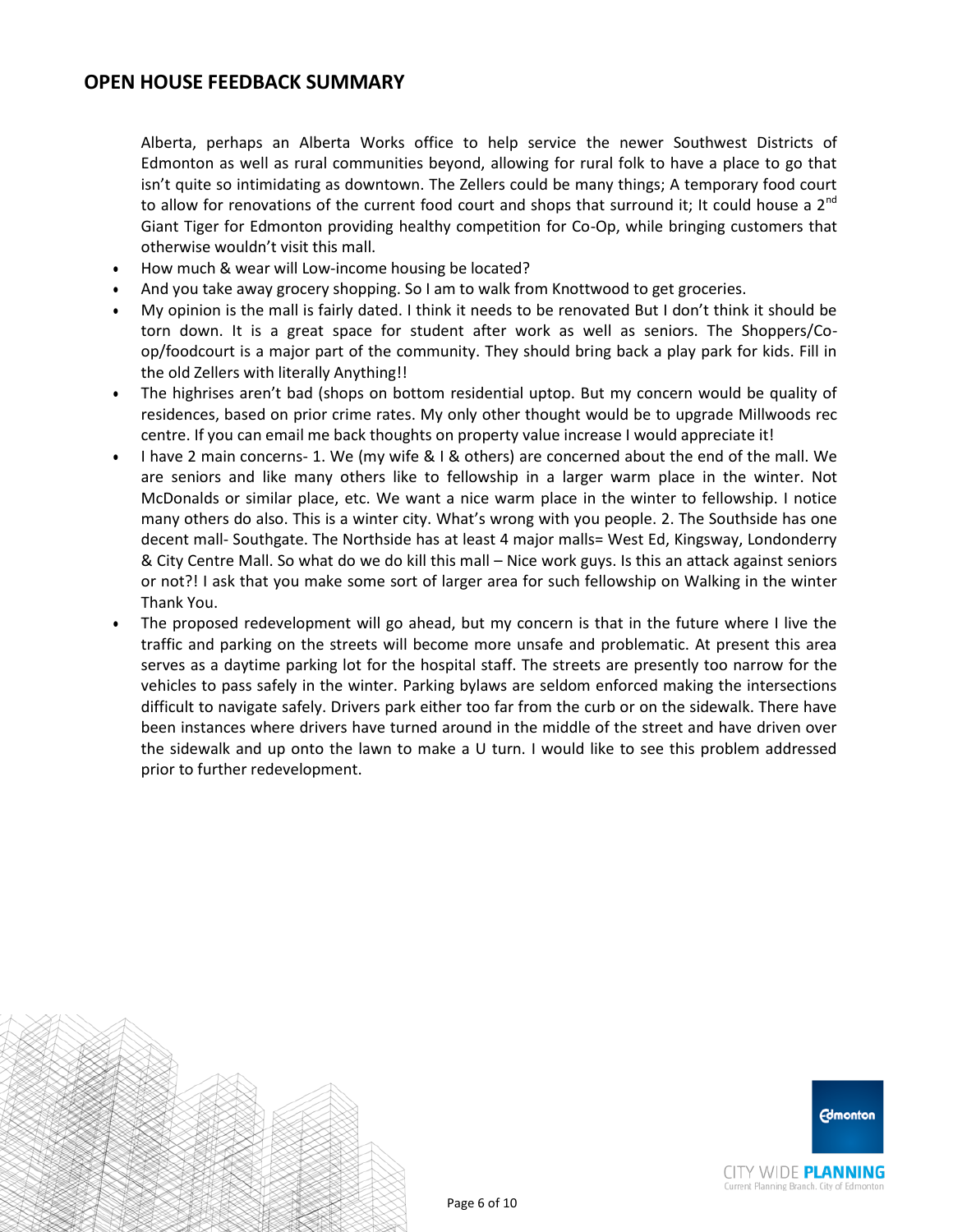## OPEN HOUSE FEEDBACK SUMMARY

Alberta, perhaps an Alberta Works office to help service the newer Southwest Districts of Edmonton as well as rural communities beyond, allowing for rural folk to have a place to go that isn't quite so intimidating as downtown. The Zellers could be many things; A temporary food court to allow for renovations of the current food court and shops that surround it; It could house a 2nd Giant Tiger for Edmonton providing healthy competition for Co-Op, while bringing customers that otherwise wouldn't visit this mall.

- How much & wear will Low-income housing be located?
- And you take away grocery shopping. So I am to walk from Knottwood to get groceries.
- My opinion is the mall is fairly dated. I think it needs to be renovated But I don't think it should be torn down. It is a great space for student after work as well as seniors. The Shoppers/Co-op/foodcourt is a major part of the community. They should bring back a play park for kids. Fill in the old Zellers with literally Anything!!
- The highrises aren't bad (shops on bottom residential uptop. But my concern would be quality of residences, based on prior crime rates. My only other thought would be to upgrade Millwoods rec centre. If you can email me back thoughts on property value increase I would appreciate it!
- I have 2 main concerns- 1. We (my wife & I & others) are concerned about the end of the mall. We are seniors and like many others like to fellowship in a larger warm place in the winter. Not McDonalds or similar place, etc. We want a nice warm place in the winter to fellowship. I notice many others do also. This is a winter city. What's wrong with you people. 2. The Southside has one decent mall- Southgate. The Northside has at least 4 major malls= West Ed, Kingsway, Londonderry & City Centre Mall. So what do we do kill this mall – Nice work guys. Is this an attack against seniors or not?! I ask that you make some sort of larger area for such fellowship on Walking in the winter Thank You.
- The proposed redevelopment will go ahead, but my concern is that in the future where I live the traffic and parking on the streets will become more unsafe and problematic. At present this area serves as a daytime parking lot for the hospital staff. The streets are presently too narrow for the vehicles to pass safely in the winter. Parking bylaws are seldom enforced making the intersections difficult to navigate safely. Drivers park either too far from the curb or on the sidewalk. There have been instances where drivers have turned around in the middle of the street and have driven over the sidewalk and up onto the lawn to make a U turn. I would like to see this problem addressed prior to further redevelopment.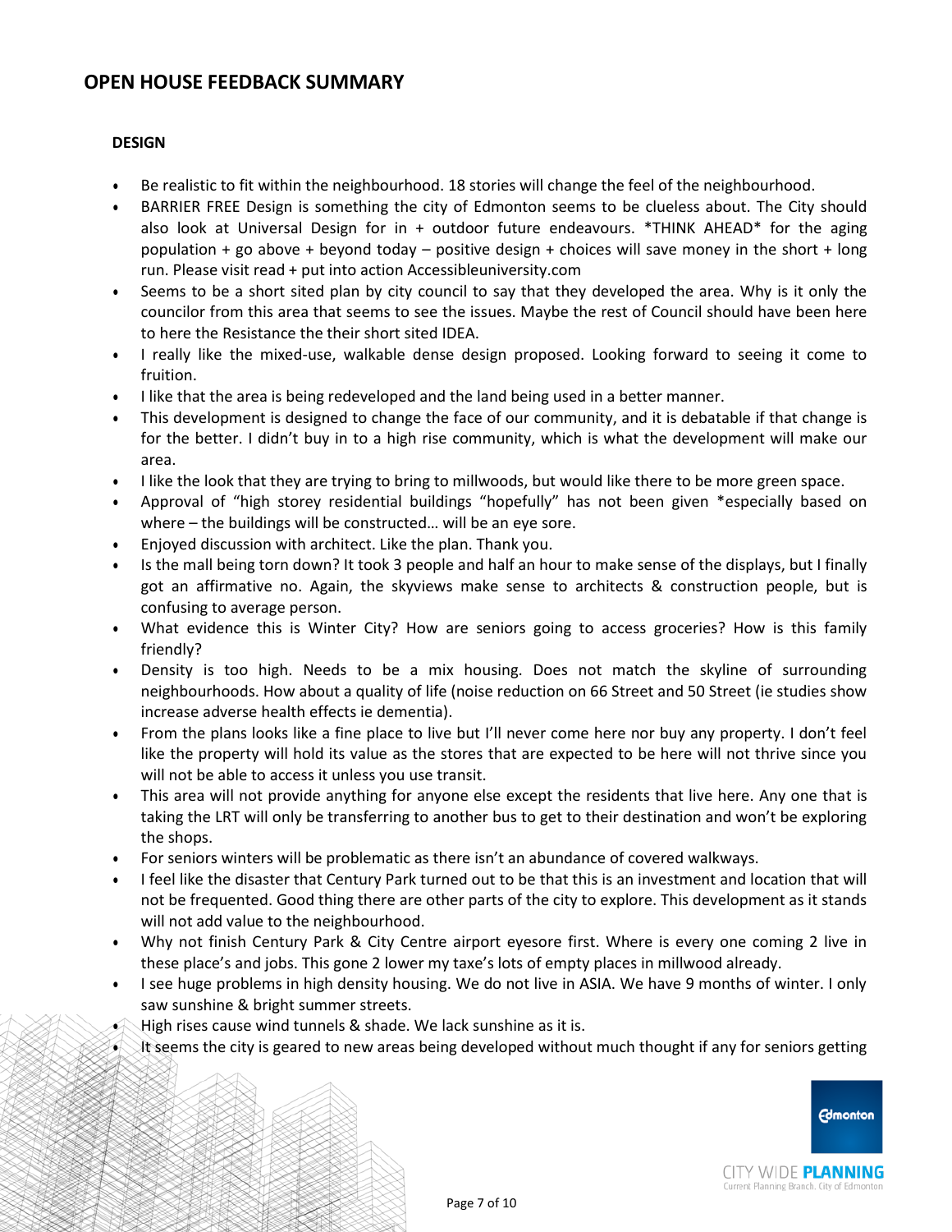## OPEN HOUSE FEEDBACK SUMMARY

### DESIGN

- Be realistic to fit within the neighbourhood. 18 stories will change the feel of the neighbourhood.
- BARRIER FREE Design is something the city of Edmonton seems to be clueless about. The City should also look at Universal Design for in + outdoor future endeavours. *THINK AHEAD* for the aging population + go above + beyond today – positive design + choices will save money in the short + long run. Please visit read + put into action Accessibleuniversity.com
- Seems to be a short sited plan by city council to say that they developed the area. Why is it only the councilor from this area that seems to see the issues. Maybe the rest of Council should have been here to here the Resistance the their short sited IDEA.
- I really like the mixed-use, walkable dense design proposed. Looking forward to seeing it come to fruition.
- I like that the area is being redeveloped and the land being used in a better manner.
- This development is designed to change the face of our community, and it is debatable if that change is for the better. I didn't buy in to a high rise community, which is what the development will make our area.
- I like the look that they are trying to bring to millwoods, but would like there to be more green space.
- Approval of "high storey residential buildings "hopefully" has not been given *especially based on where – the buildings will be constructed… will be an eye sore.
- Enjoyed discussion with architect. Like the plan. Thank you.
- Is the mall being torn down? It took 3 people and half an hour to make sense of the displays, but I finally got an affirmative no. Again, the skyviews make sense to architects & construction people, but is confusing to average person.
- What evidence this is Winter City? How are seniors going to access groceries? How is this family friendly?
- Density is too high. Needs to be a mix housing. Does not match the skyline of surrounding neighbourhoods. How about a quality of life (noise reduction on 66 Street and 50 Street (ie studies show increase adverse health effects ie dementia).
- From the plans looks like a fine place to live but I'll never come here nor buy any property. I don't feel like the property will hold its value as the stores that are expected to be here will not thrive since you will not be able to access it unless you use transit.
- This area will not provide anything for anyone else except the residents that live here. Any one that is taking the LRT will only be transferring to another bus to get to their destination and won't be exploring the shops.
- For seniors winters will be problematic as there isn't an abundance of covered walkways.
- I feel like the disaster that Century Park turned out to be that this is an investment and location that will not be frequented. Good thing there are other parts of the city to explore. This development as it stands will not add value to the neighbourhood.
- Why not finish Century Park & City Centre airport eyesore first. Where is every one coming 2 live in these place's and jobs. This gone 2 lower my taxe's lots of empty places in millwood already.
- I see huge problems in high density housing. We do not live in ASIA. We have 9 months of winter. I only saw sunshine & bright summer streets.
- High rises cause wind tunnels & shade. We lack sunshine as it is.
- It seems the city is geared to new areas being developed without much thought if any for seniors getting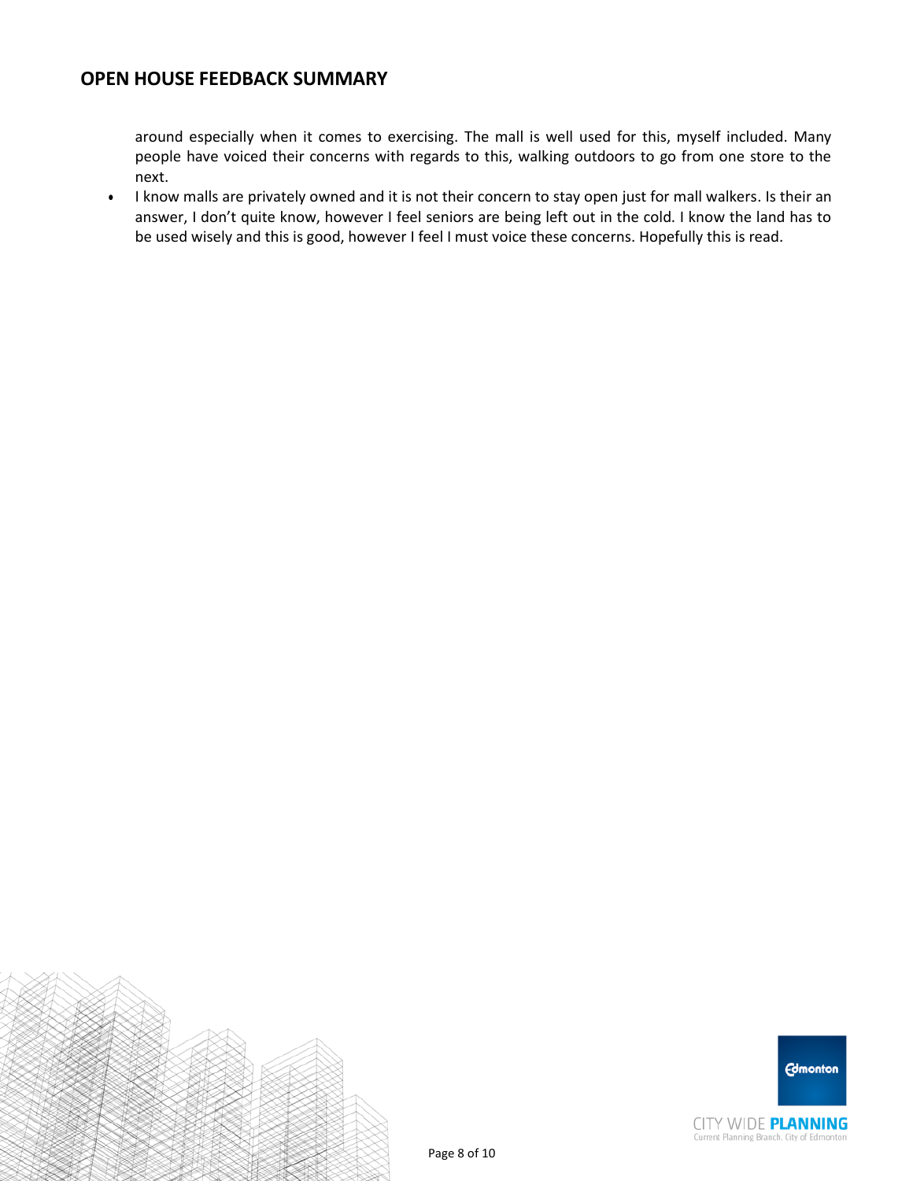around especially when it comes to exercising. The mall is well used for this, myself included. Many people have voiced their concerns with regards to this, walking outdoors to go from one store to the next.

- I know malls are privately owned and it is not their concern to stay open just for mall walkers. Is their an answer, I don't quite know, however I feel seniors are being left out in the cold. I know the land has to be used wisely and this is good, however I feel I must voice these concerns. Hopefully this is read.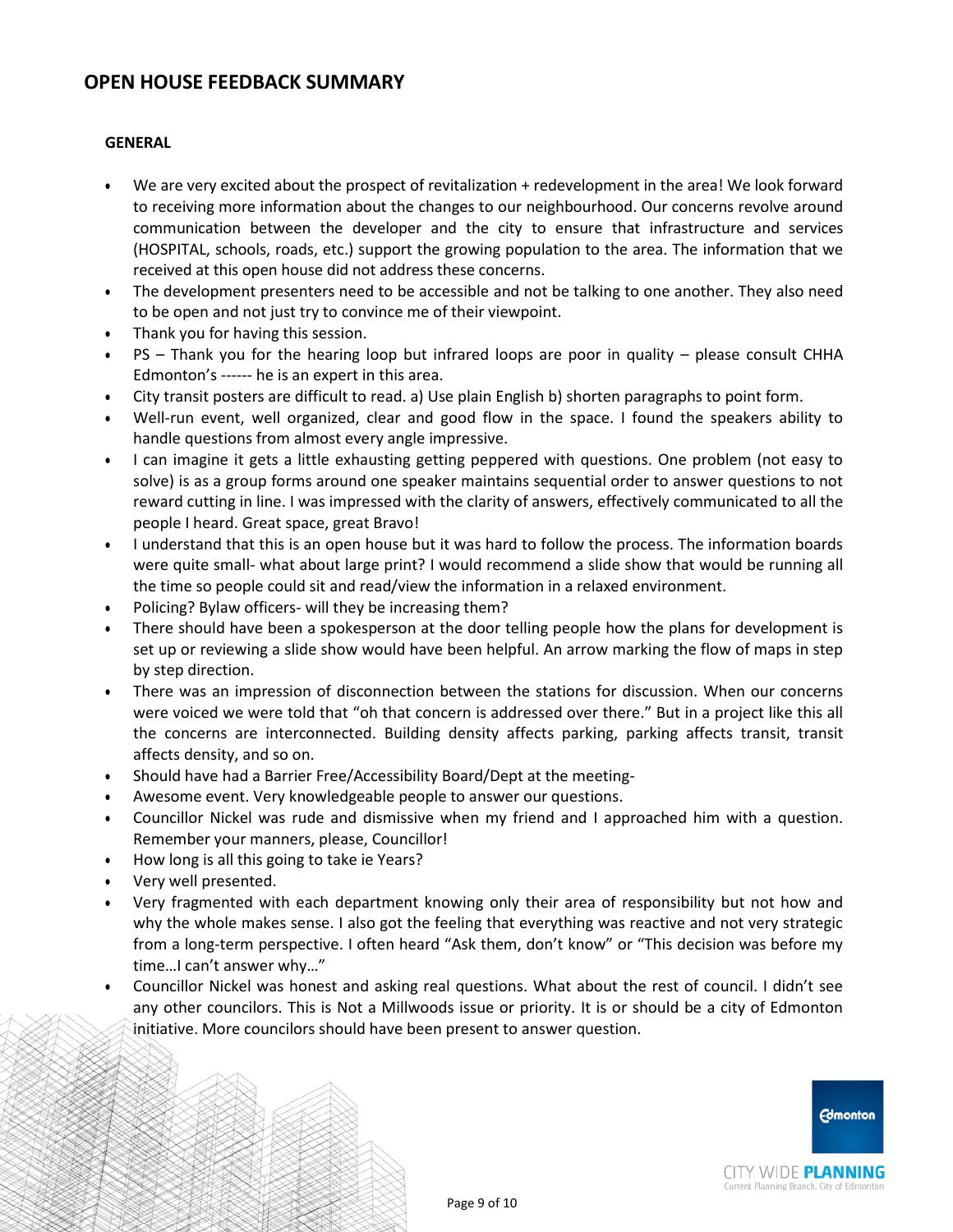## OPEN HOUSE FEEDBACK SUMMARY

### GENERAL

- We are very excited about the prospect of revitalization + redevelopment in the area! We look forward to receiving more information about the changes to our neighbourhood. Our concerns revolve around communication between the developer and the city to ensure that infrastructure and services (HOSPITAL, schools, roads, etc.) support the growing population to the area. The information that we received at this open house did not address these concerns.
- The development presenters need to be accessible and not be talking to one another. They also need to be open and not just try to convince me of their viewpoint.
- Thank you for having this session.
- PS – Thank you for the hearing loop but infrared loops are poor in quality – please consult CHHA Edmonton's ------ he is an expert in this area.
- City transit posters are difficult to read. a) Use plain English b) shorten paragraphs to point form.
- Well-run event, well organized, clear and good flow in the space. I found the speakers ability to handle questions from almost every angle impressive.
- I can imagine it gets a little exhausting getting peppered with questions. One problem (not easy to solve) is as a group forms around one speaker maintains sequential order to answer questions to not reward cutting in line. I was impressed with the clarity of answers, effectively communicated to all the people I heard. Great space, great Bravo!
- I understand that this is an open house but it was hard to follow the process. The information boards were quite small- what about large print? I would recommend a slide show that would be running all the time so people could sit and read/view the information in a relaxed environment.
- Policing? Bylaw officers- will they be increasing them?
- There should have been a spokesperson at the door telling people how the plans for development is set up or reviewing a slide show would have been helpful. An arrow marking the flow of maps in step by step direction.
- There was an impression of disconnection between the stations for discussion. When our concerns were voiced we were told that "oh that concern is addressed over there." But in a project like this all the concerns are interconnected. Building density affects parking, parking affects transit, transit affects density, and so on.
- Should have had a Barrier Free/Accessibility Board/Dept at the meeting-
- Awesome event. Very knowledgeable people to answer our questions.
- Councillor Nickel was rude and dismissive when my friend and I approached him with a question. Remember your manners, please, Councillor!
- How long is all this going to take ie Years?
- Very well presented.
- Very fragmented with each department knowing only their area of responsibility but not how and why the whole makes sense. I also got the feeling that everything was reactive and not very strategic from a long-term perspective. I often heard "Ask them, don't know" or "This decision was before my time…I can't answer why…"
- Councillor Nickel was honest and asking real questions. What about the rest of council. I didn't see any other councilors. This is Not a Millwoods issue or priority. It is or should be a city of Edmonton initiative. More councilors should have been present to answer question.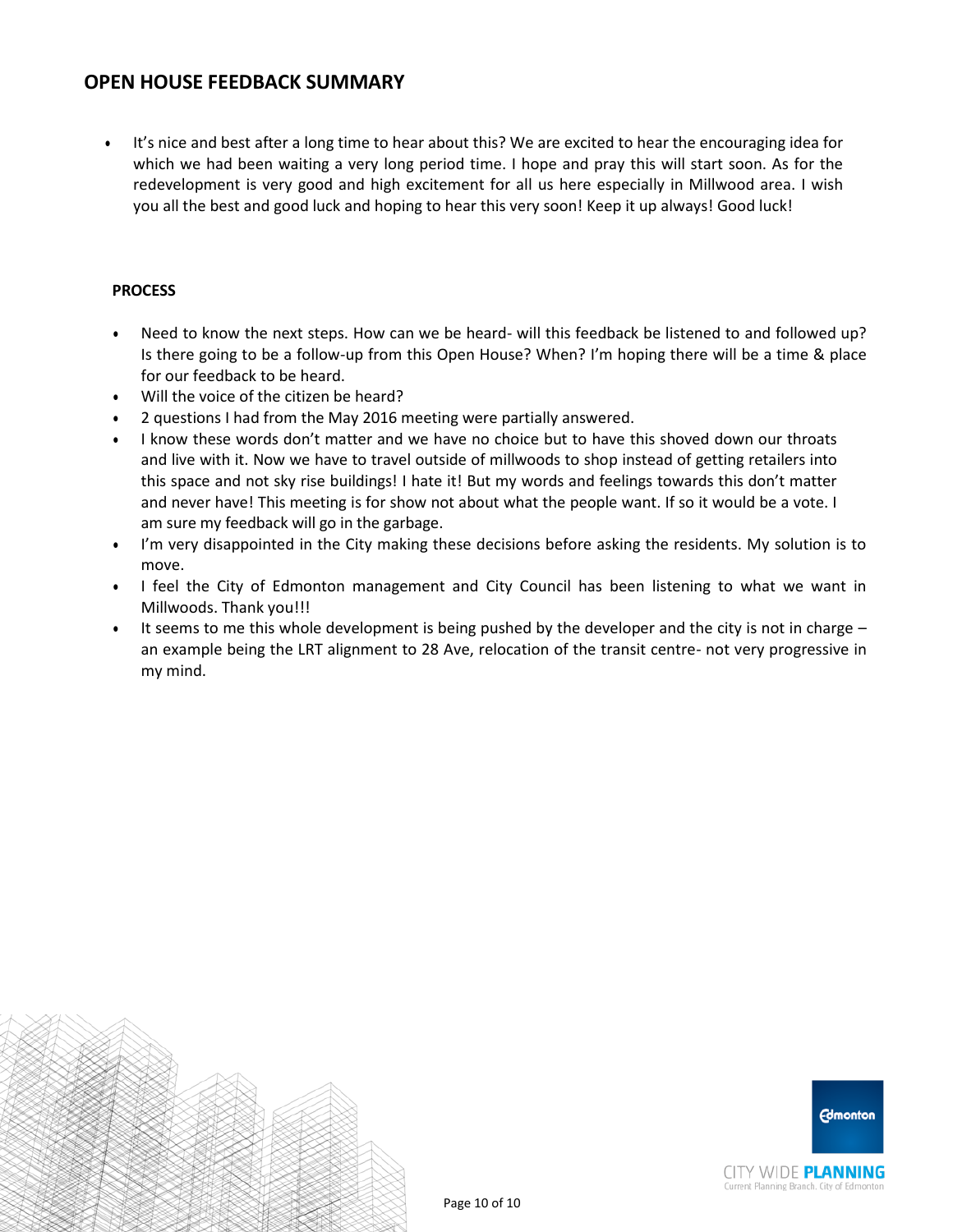## OPEN HOUSE FEEDBACK SUMMARY

- It's nice and best after a long time to hear about this? We are excited to hear the encouraging idea for which we had been waiting a very long period time. I hope and pray this will start soon. As for the redevelopment is very good and high excitement for all us here especially in Millwood area. I wish you all the best and good luck and hoping to hear this very soon! Keep it up always! Good luck!

### PROCESS

- Need to know the next steps. How can we be heard- will this feedback be listened to and followed up? Is there going to be a follow-up from this Open House? When? I'm hoping there will be a time & place for our feedback to be heard.
- Will the voice of the citizen be heard?
- 2 questions I had from the May 2016 meeting were partially answered.
- I know these words don't matter and we have no choice but to have this shoved down our throats and live with it. Now we have to travel outside of millwoods to shop instead of getting retailers into this space and not sky rise buildings! I hate it! But my words and feelings towards this don't matter and never have! This meeting is for show not about what the people want. If so it would be a vote. I am sure my feedback will go in the garbage.
- I'm very disappointed in the City making these decisions before asking the residents. My solution is to move.
- I feel the City of Edmonton management and City Council has been listening to what we want in Millwoods. Thank you!!!
- It seems to me this whole development is being pushed by the developer and the city is not in charge – an example being the LRT alignment to 28 Ave, relocation of the transit centre- not very progressive in my mind.